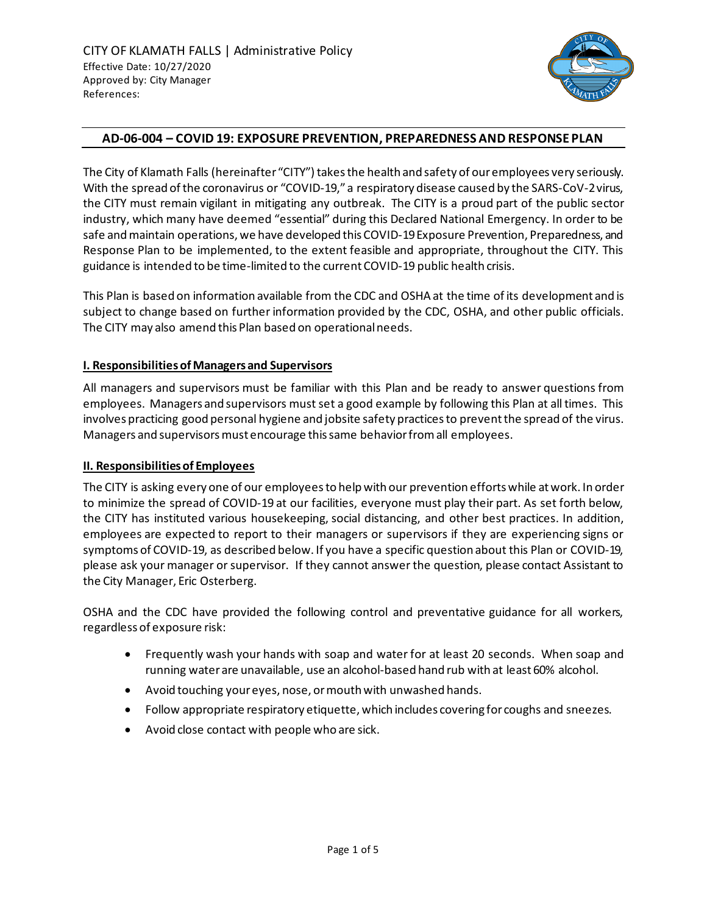CITY OF KLAMATH FALLS | Administrative Policy
Effective Date: 10/27/2020
Approved by: City Manager
References:

# AD-06-004 – COVID 19: EXPOSURE PREVENTION, PREPAREDNESS AND RESPONSE PLAN

The City of Klamath Falls (hereinafter "CITY") takes the health and safety of our employees very seriously. With the spread of the coronavirus or "COVID-19," a respiratory disease caused by the SARS-CoV-2 virus, the CITY must remain vigilant in mitigating any outbreak. The CITY is a proud part of the public sector industry, which many have deemed "essential" during this Declared National Emergency. In order to be safe and maintain operations, we have developed this COVID-19 Exposure Prevention, Preparedness, and Response Plan to be implemented, to the extent feasible and appropriate, throughout the CITY. This guidance is intended to be time-limited to the current COVID-19 public health crisis.

This Plan is based on information available from the CDC and OSHA at the time of its development and is subject to change based on further information provided by the CDC, OSHA, and other public officials. The CITY may also amend this Plan based on operational needs.

## I. Responsibilities of Managers and Supervisors

All managers and supervisors must be familiar with this Plan and be ready to answer questions from employees. Managers and supervisors must set a good example by following this Plan at all times. This involves practicing good personal hygiene and jobsite safety practices to prevent the spread of the virus. Managers and supervisors must encourage this same behavior from all employees.

## II. Responsibilities of Employees

The CITY is asking every one of our employees to help with our prevention efforts while at work. In order to minimize the spread of COVID-19 at our facilities, everyone must play their part. As set forth below, the CITY has instituted various housekeeping, social distancing, and other best practices. In addition, employees are expected to report to their managers or supervisors if they are experiencing signs or symptoms of COVID-19, as described below. If you have a specific question about this Plan or COVID-19, please ask your manager or supervisor. If they cannot answer the question, please contact Assistant to the City Manager, Eric Osterberg.

OSHA and the CDC have provided the following control and preventative guidance for all workers, regardless of exposure risk:

- Frequently wash your hands with soap and water for at least 20 seconds. When soap and running water are unavailable, use an alcohol-based hand rub with at least 60% alcohol.
- Avoid touching your eyes, nose, or mouth with unwashed hands.
- Follow appropriate respiratory etiquette, which includes covering for coughs and sneezes.
- Avoid close contact with people who are sick.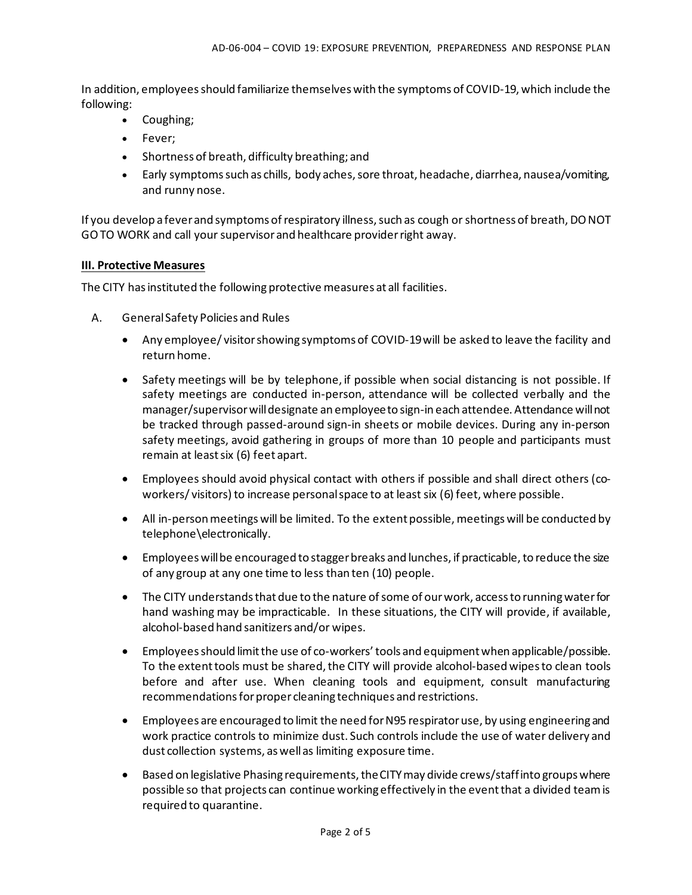In addition, employees should familiarize themselves with the symptoms of COVID-19, which include the following:

- Coughing;
- Fever;
- Shortness of breath, difficulty breathing; and
- Early symptoms such as chills, body aches, sore throat, headache, diarrhea, nausea/vomiting, and runny nose.

If you develop a fever and symptoms of respiratory illness, such as cough or shortness of breath, DO NOT GO TO WORK and call your supervisor and healthcare provider right away.

## III. Protective Measures

The CITY has instituted the following protective measures at all facilities.

A. General Safety Policies and Rules

- Any employee/ visitor showing symptoms of COVID-19 will be asked to leave the facility and return home.
- Safety meetings will be by telephone, if possible when social distancing is not possible. If safety meetings are conducted in-person, attendance will be collected verbally and the manager/supervisor will designate an employee to sign-in each attendee. Attendance will not be tracked through passed-around sign-in sheets or mobile devices. During any in-person safety meetings, avoid gathering in groups of more than 10 people and participants must remain at least six (6) feet apart.
- Employees should avoid physical contact with others if possible and shall direct others (co-workers/ visitors) to increase personal space to at least six (6) feet, where possible.
- All in-person meetings will be limited. To the extent possible, meetings will be conducted by telephone\electronically.
- Employees will be encouraged to stagger breaks and lunches, if practicable, to reduce the size of any group at any one time to less than ten (10) people.
- The CITY understands that due to the nature of some of our work, access to running water for hand washing may be impracticable. In these situations, the CITY will provide, if available, alcohol-based hand sanitizers and/or wipes.
- Employees should limit the use of co-workers' tools and equipment when applicable/possible. To the extent tools must be shared, the CITY will provide alcohol-based wipes to clean tools before and after use. When cleaning tools and equipment, consult manufacturing recommendations for proper cleaning techniques and restrictions.
- Employees are encouraged to limit the need for N95 respirator use, by using engineering and work practice controls to minimize dust. Such controls include the use of water delivery and dust collection systems, as well as limiting exposure time.
- Based on legislative Phasing requirements, the CITY may divide crews/staff into groups where possible so that projects can continue working effectively in the event that a divided team is required to quarantine.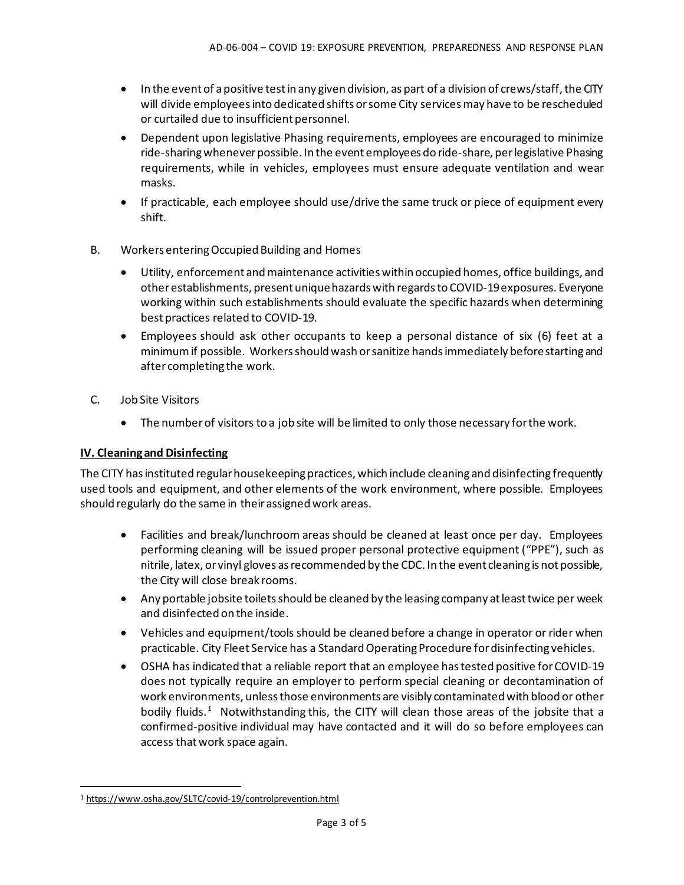- In the event of a positive test in any given division, as part of a division of crews/staff, the CITY will divide employees into dedicated shifts or some City services may have to be rescheduled or curtailed due to insufficient personnel.
- Dependent upon legislative Phasing requirements, employees are encouraged to minimize ride-sharing whenever possible. In the event employees do ride-share, per legislative Phasing requirements, while in vehicles, employees must ensure adequate ventilation and wear masks.
- If practicable, each employee should use/drive the same truck or piece of equipment every shift.

B. Workers entering Occupied Building and Homes

- Utility, enforcement and maintenance activities within occupied homes, office buildings, and other establishments, present unique hazards with regards to COVID-19 exposures. Everyone working within such establishments should evaluate the specific hazards when determining best practices related to COVID-19.
- Employees should ask other occupants to keep a personal distance of six (6) feet at a minimum if possible. Workers should wash or sanitize hands immediately before starting and after completing the work.

C. Job Site Visitors

- The number of visitors to a job site will be limited to only those necessary for the work.

## IV. Cleaning and Disinfecting

The CITY has instituted regular housekeeping practices, which include cleaning and disinfecting frequently used tools and equipment, and other elements of the work environment, where possible. Employees should regularly do the same in their assigned work areas.

- Facilities and break/lunchroom areas should be cleaned at least once per day. Employees performing cleaning will be issued proper personal protective equipment ("PPE"), such as nitrile, latex, or vinyl gloves as recommended by the CDC. In the event cleaning is not possible, the City will close break rooms.
- Any portable jobsite toilets should be cleaned by the leasing company at least twice per week and disinfected on the inside.
- Vehicles and equipment/tools should be cleaned before a change in operator or rider when practicable. City Fleet Service has a Standard Operating Procedure for disinfecting vehicles.
- OSHA has indicated that a reliable report that an employee has tested positive for COVID-19 does not typically require an employer to perform special cleaning or decontamination of work environments, unless those environments are visibly contaminated with blood or other bodily fluids.[1] Notwithstanding this, the CITY will clean those areas of the jobsite that a confirmed-positive individual may have contacted and it will do so before employees can access that work space again.

---

[1] https://www.osha.gov/SLTC/covid-19/controlprevention.html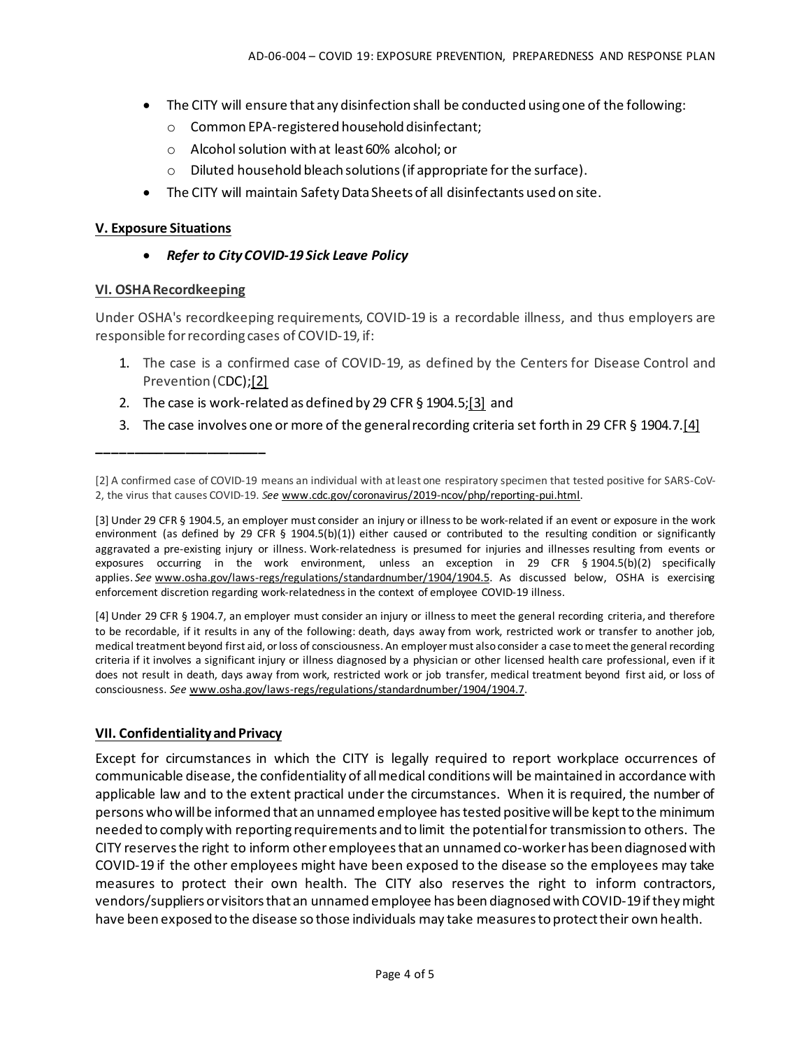- The CITY will ensure that any disinfection shall be conducted using one of the following:
  - Common EPA-registered household disinfectant;
  - Alcohol solution with at least 60% alcohol; or
  - Diluted household bleach solutions (if appropriate for the surface).
- The CITY will maintain Safety Data Sheets of all disinfectants used on site.

## V. Exposure Situations

- ***Refer to City COVID-19 Sick Leave Policy***

## VI. OSHA Recordkeeping

Under OSHA's recordkeeping requirements, COVID-19 is a recordable illness, and thus employers are responsible for recording cases of COVID-19, if:

1. The case is a confirmed case of COVID-19, as defined by the Centers for Disease Control and Prevention (CDC);[2]
2. The case is work-related as defined by 29 CFR § 1904.5;[3] and
3. The case involves one or more of the general recording criteria set forth in 29 CFR § 1904.7.[4]

______________________

[2] A confirmed case of COVID-19 means an individual with at least one respiratory specimen that tested positive for SARS-CoV-2, the virus that causes COVID-19. *See* www.cdc.gov/coronavirus/2019-ncov/php/reporting-pui.html.

[3] Under 29 CFR § 1904.5, an employer must consider an injury or illness to be work-related if an event or exposure in the work environment (as defined by 29 CFR § 1904.5(b)(1)) either caused or contributed to the resulting condition or significantly aggravated a pre-existing injury or illness. Work-relatedness is presumed for injuries and illnesses resulting from events or exposures occurring in the work environment, unless an exception in 29 CFR § 1904.5(b)(2) specifically applies. *See* www.osha.gov/laws-regs/regulations/standardnumber/1904/1904.5. As discussed below, OSHA is exercising enforcement discretion regarding work-relatedness in the context of employee COVID-19 illness.

[4] Under 29 CFR § 1904.7, an employer must consider an injury or illness to meet the general recording criteria, and therefore to be recordable, if it results in any of the following: death, days away from work, restricted work or transfer to another job, medical treatment beyond first aid, or loss of consciousness. An employer must also consider a case to meet the general recording criteria if it involves a significant injury or illness diagnosed by a physician or other licensed health care professional, even if it does not result in death, days away from work, restricted work or job transfer, medical treatment beyond first aid, or loss of consciousness. *See* www.osha.gov/laws-regs/regulations/standardnumber/1904/1904.7.

## VII. Confidentiality and Privacy

Except for circumstances in which the CITY is legally required to report workplace occurrences of communicable disease, the confidentiality of all medical conditions will be maintained in accordance with applicable law and to the extent practical under the circumstances. When it is required, the number of persons who will be informed that an unnamed employee has tested positive will be kept to the minimum needed to comply with reporting requirements and to limit the potential for transmission to others. The CITY reserves the right to inform other employees that an unnamed co-worker has been diagnosed with COVID-19 if the other employees might have been exposed to the disease so the employees may take measures to protect their own health. The CITY also reserves the right to inform contractors, vendors/suppliers or visitors that an unnamed employee has been diagnosed with COVID-19 if they might have been exposed to the disease so those individuals may take measures to protect their own health.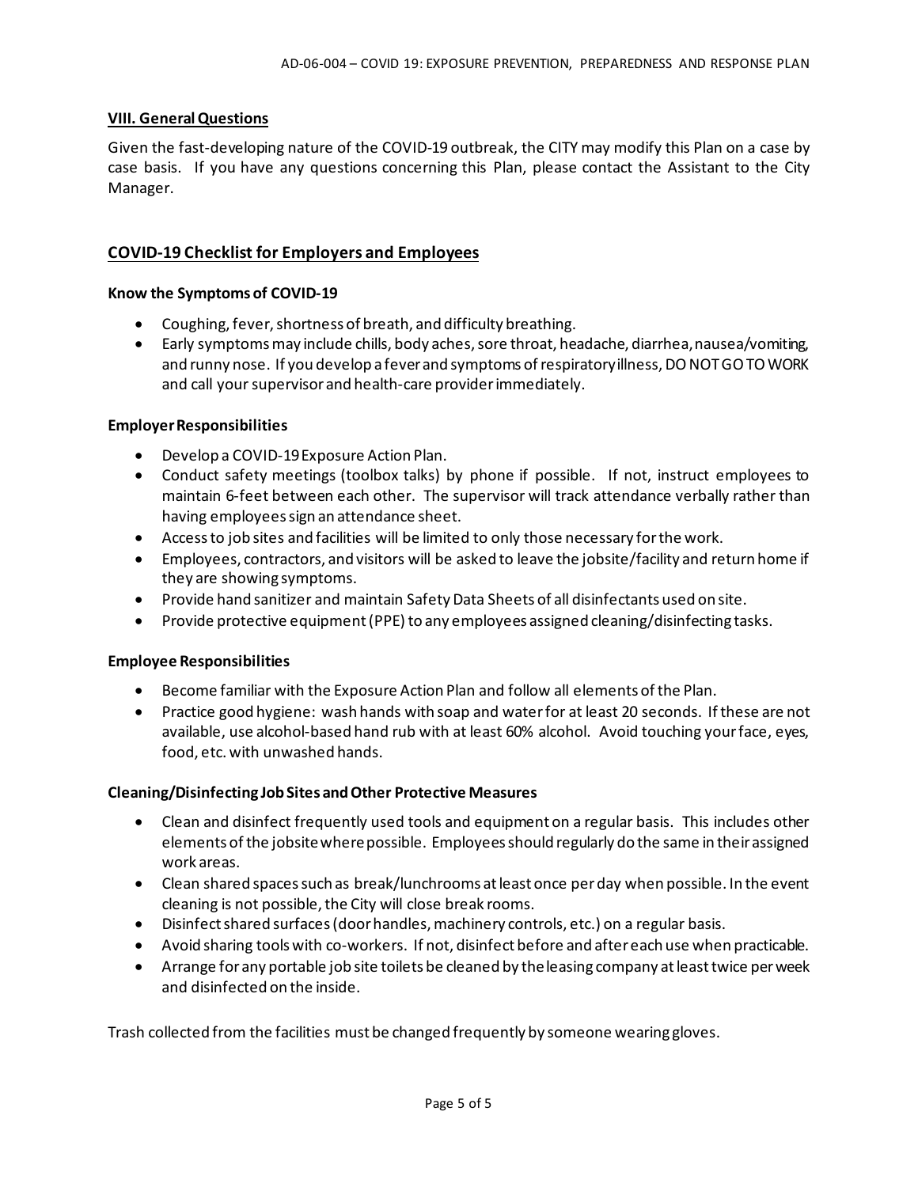## VIII. General Questions

Given the fast-developing nature of the COVID-19 outbreak, the CITY may modify this Plan on a case by case basis. If you have any questions concerning this Plan, please contact the Assistant to the City Manager.

## COVID-19 Checklist for Employers and Employees

### Know the Symptoms of COVID-19

- Coughing, fever, shortness of breath, and difficulty breathing.
- Early symptoms may include chills, body aches, sore throat, headache, diarrhea, nausea/vomiting, and runny nose. If you develop a fever and symptoms of respiratory illness, DO NOT GO TO WORK and call your supervisor and health-care provider immediately.

### Employer Responsibilities

- Develop a COVID-19 Exposure Action Plan.
- Conduct safety meetings (toolbox talks) by phone if possible. If not, instruct employees to maintain 6-feet between each other. The supervisor will track attendance verbally rather than having employees sign an attendance sheet.
- Access to job sites and facilities will be limited to only those necessary for the work.
- Employees, contractors, and visitors will be asked to leave the jobsite/facility and return home if they are showing symptoms.
- Provide hand sanitizer and maintain Safety Data Sheets of all disinfectants used on site.
- Provide protective equipment (PPE) to any employees assigned cleaning/disinfecting tasks.

### Employee Responsibilities

- Become familiar with the Exposure Action Plan and follow all elements of the Plan.
- Practice good hygiene: wash hands with soap and water for at least 20 seconds. If these are not available, use alcohol-based hand rub with at least 60% alcohol. Avoid touching your face, eyes, food, etc. with unwashed hands.

### Cleaning/Disinfecting Job Sites and Other Protective Measures

- Clean and disinfect frequently used tools and equipment on a regular basis. This includes other elements of the jobsite where possible. Employees should regularly do the same in their assigned work areas.
- Clean shared spaces such as break/lunchrooms at least once per day when possible. In the event cleaning is not possible, the City will close break rooms.
- Disinfect shared surfaces (door handles, machinery controls, etc.) on a regular basis.
- Avoid sharing tools with co-workers. If not, disinfect before and after each use when practicable.
- Arrange for any portable job site toilets be cleaned by the leasing company at least twice per week and disinfected on the inside.

Trash collected from the facilities must be changed frequently by someone wearing gloves.